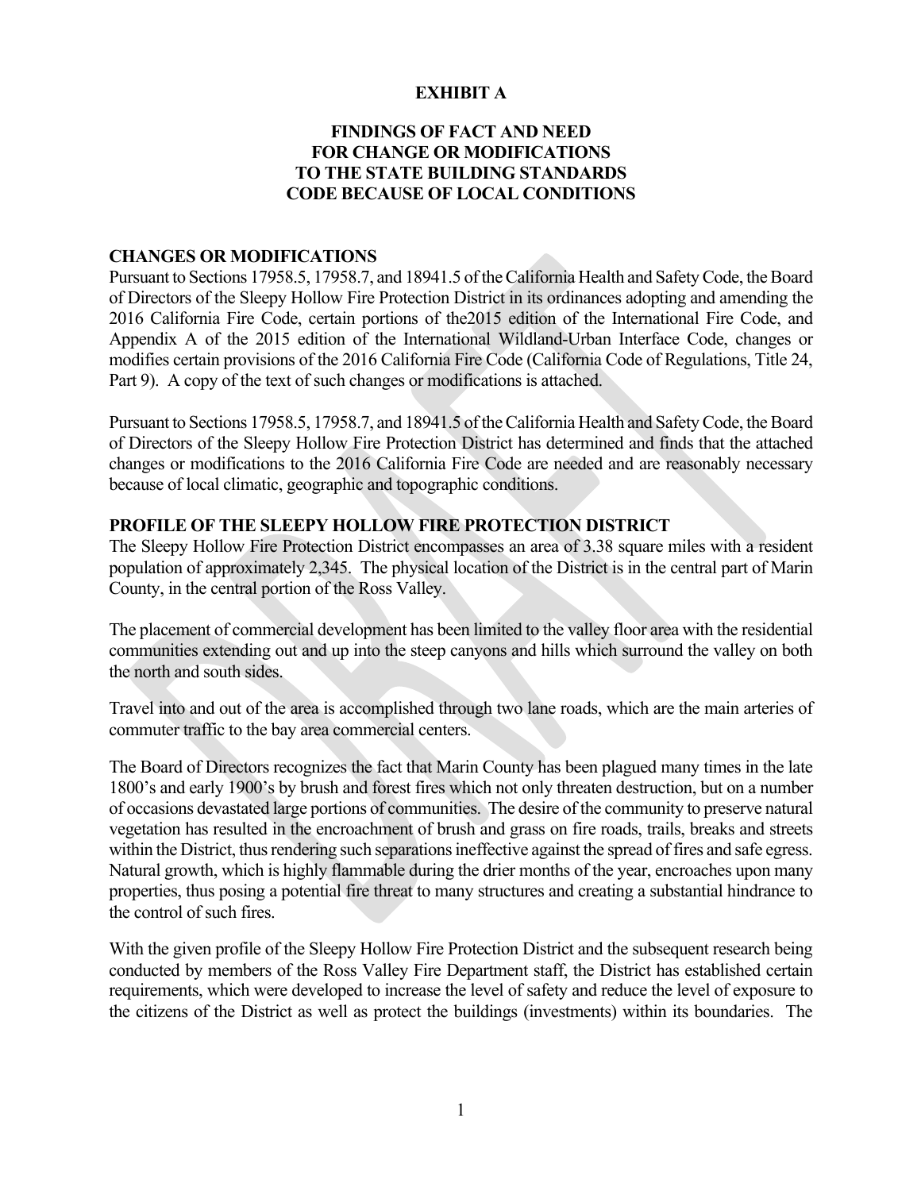**EXHIBIT A**

**FINDINGS OF FACT AND NEED FOR CHANGE OR MODIFICATIONS TO THE STATE BUILDING STANDARDS CODE BECAUSE OF LOCAL CONDITIONS**

## CHANGES OR MODIFICATIONS

Pursuant to Sections 17958.5, 17958.7, and 18941.5 of the California Health and Safety Code, the Board of Directors of the Sleepy Hollow Fire Protection District in its ordinances adopting and amending the 2016 California Fire Code, certain portions of the2015 edition of the International Fire Code, and Appendix A of the 2015 edition of the International Wildland-Urban Interface Code, changes or modifies certain provisions of the 2016 California Fire Code (California Code of Regulations, Title 24, Part 9). A copy of the text of such changes or modifications is attached.

Pursuant to Sections 17958.5, 17958.7, and 18941.5 of the California Health and Safety Code, the Board of Directors of the Sleepy Hollow Fire Protection District has determined and finds that the attached changes or modifications to the 2016 California Fire Code are needed and are reasonably necessary because of local climatic, geographic and topographic conditions.

## PROFILE OF THE SLEEPY HOLLOW FIRE PROTECTION DISTRICT

The Sleepy Hollow Fire Protection District encompasses an area of 3.38 square miles with a resident population of approximately 2,345. The physical location of the District is in the central part of Marin County, in the central portion of the Ross Valley.

The placement of commercial development has been limited to the valley floor area with the residential communities extending out and up into the steep canyons and hills which surround the valley on both the north and south sides.

Travel into and out of the area is accomplished through two lane roads, which are the main arteries of commuter traffic to the bay area commercial centers.

The Board of Directors recognizes the fact that Marin County has been plagued many times in the late 1800's and early 1900's by brush and forest fires which not only threaten destruction, but on a number of occasions devastated large portions of communities. The desire of the community to preserve natural vegetation has resulted in the encroachment of brush and grass on fire roads, trails, breaks and streets within the District, thus rendering such separations ineffective against the spread of fires and safe egress. Natural growth, which is highly flammable during the drier months of the year, encroaches upon many properties, thus posing a potential fire threat to many structures and creating a substantial hindrance to the control of such fires.

With the given profile of the Sleepy Hollow Fire Protection District and the subsequent research being conducted by members of the Ross Valley Fire Department staff, the District has established certain requirements, which were developed to increase the level of safety and reduce the level of exposure to the citizens of the District as well as protect the buildings (investments) within its boundaries. The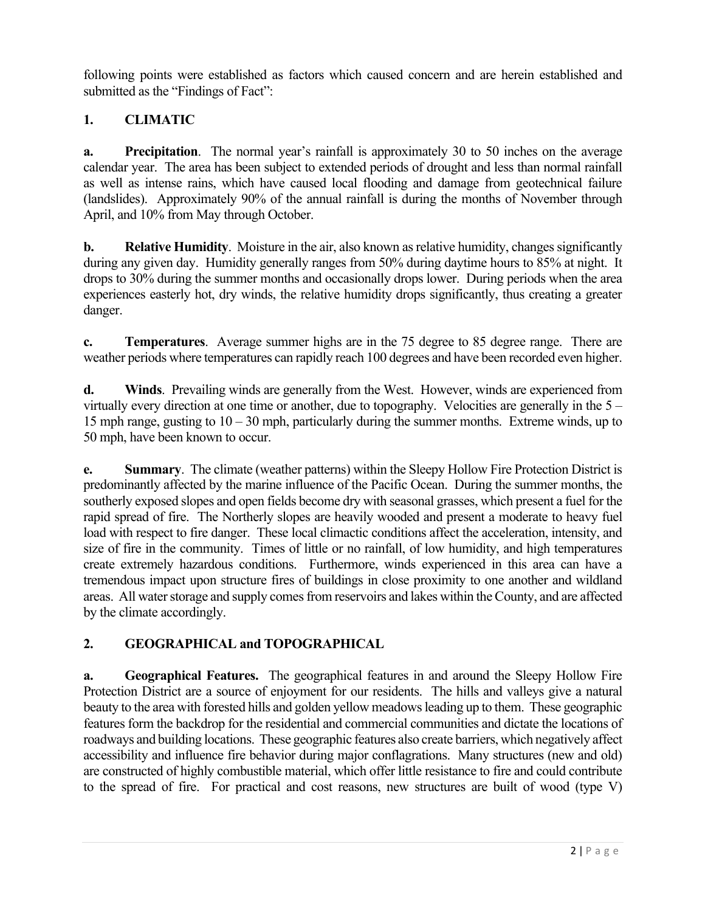following points were established as factors which caused concern and are herein established and submitted as the "Findings of Fact":

## 1. CLIMATIC

**a. Precipitation**. The normal year's rainfall is approximately 30 to 50 inches on the average calendar year. The area has been subject to extended periods of drought and less than normal rainfall as well as intense rains, which have caused local flooding and damage from geotechnical failure (landslides). Approximately 90% of the annual rainfall is during the months of November through April, and 10% from May through October.

**b. Relative Humidity**. Moisture in the air, also known as relative humidity, changes significantly during any given day. Humidity generally ranges from 50% during daytime hours to 85% at night. It drops to 30% during the summer months and occasionally drops lower. During periods when the area experiences easterly hot, dry winds, the relative humidity drops significantly, thus creating a greater danger.

**c. Temperatures**. Average summer highs are in the 75 degree to 85 degree range. There are weather periods where temperatures can rapidly reach 100 degrees and have been recorded even higher.

**d. Winds**. Prevailing winds are generally from the West. However, winds are experienced from virtually every direction at one time or another, due to topography. Velocities are generally in the 5 – 15 mph range, gusting to 10 – 30 mph, particularly during the summer months. Extreme winds, up to 50 mph, have been known to occur.

**e. Summary**. The climate (weather patterns) within the Sleepy Hollow Fire Protection District is predominantly affected by the marine influence of the Pacific Ocean. During the summer months, the southerly exposed slopes and open fields become dry with seasonal grasses, which present a fuel for the rapid spread of fire. The Northerly slopes are heavily wooded and present a moderate to heavy fuel load with respect to fire danger. These local climactic conditions affect the acceleration, intensity, and size of fire in the community. Times of little or no rainfall, of low humidity, and high temperatures create extremely hazardous conditions. Furthermore, winds experienced in this area can have a tremendous impact upon structure fires of buildings in close proximity to one another and wildland areas. All water storage and supply comes from reservoirs and lakes within the County, and are affected by the climate accordingly.

## 2. GEOGRAPHICAL and TOPOGRAPHICAL

**a. Geographical Features.** The geographical features in and around the Sleepy Hollow Fire Protection District are a source of enjoyment for our residents. The hills and valleys give a natural beauty to the area with forested hills and golden yellow meadows leading up to them. These geographic features form the backdrop for the residential and commercial communities and dictate the locations of roadways and building locations. These geographic features also create barriers, which negatively affect accessibility and influence fire behavior during major conflagrations. Many structures (new and old) are constructed of highly combustible material, which offer little resistance to fire and could contribute to the spread of fire. For practical and cost reasons, new structures are built of wood (type V)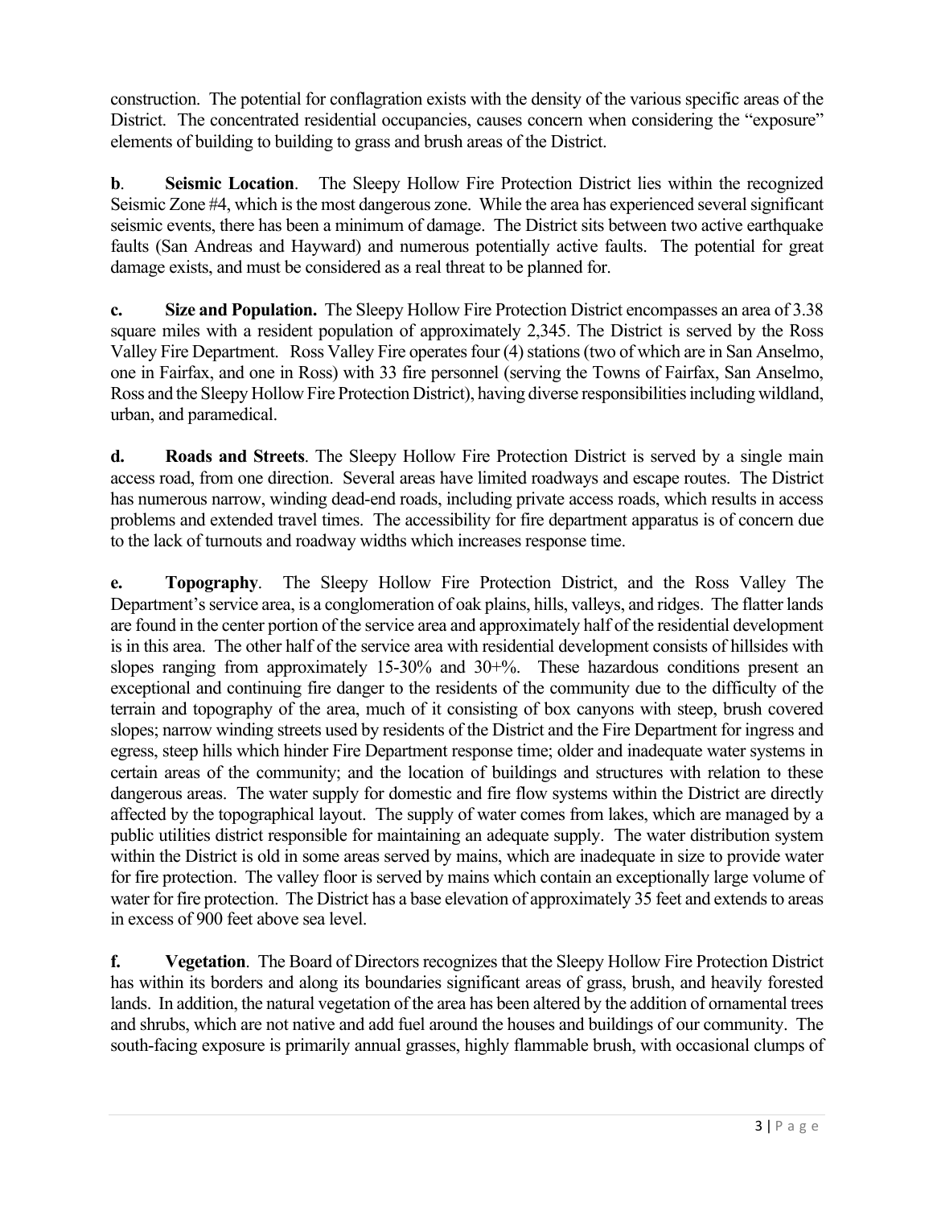construction. The potential for conflagration exists with the density of the various specific areas of the District. The concentrated residential occupancies, causes concern when considering the "exposure" elements of building to building to grass and brush areas of the District.

**b**. **Seismic Location**. The Sleepy Hollow Fire Protection District lies within the recognized Seismic Zone #4, which is the most dangerous zone. While the area has experienced several significant seismic events, there has been a minimum of damage. The District sits between two active earthquake faults (San Andreas and Hayward) and numerous potentially active faults. The potential for great damage exists, and must be considered as a real threat to be planned for.

**c. Size and Population.** The Sleepy Hollow Fire Protection District encompasses an area of 3.38 square miles with a resident population of approximately 2,345. The District is served by the Ross Valley Fire Department. Ross Valley Fire operates four (4) stations (two of which are in San Anselmo, one in Fairfax, and one in Ross) with 33 fire personnel (serving the Towns of Fairfax, San Anselmo, Ross and the Sleepy Hollow Fire Protection District), having diverse responsibilities including wildland, urban, and paramedical.

**d. Roads and Streets**. The Sleepy Hollow Fire Protection District is served by a single main access road, from one direction. Several areas have limited roadways and escape routes. The District has numerous narrow, winding dead-end roads, including private access roads, which results in access problems and extended travel times. The accessibility for fire department apparatus is of concern due to the lack of turnouts and roadway widths which increases response time.

**e. Topography**. The Sleepy Hollow Fire Protection District, and the Ross Valley The Department's service area, is a conglomeration of oak plains, hills, valleys, and ridges. The flatter lands are found in the center portion of the service area and approximately half of the residential development is in this area. The other half of the service area with residential development consists of hillsides with slopes ranging from approximately 15-30% and 30+%. These hazardous conditions present an exceptional and continuing fire danger to the residents of the community due to the difficulty of the terrain and topography of the area, much of it consisting of box canyons with steep, brush covered slopes; narrow winding streets used by residents of the District and the Fire Department for ingress and egress, steep hills which hinder Fire Department response time; older and inadequate water systems in certain areas of the community; and the location of buildings and structures with relation to these dangerous areas. The water supply for domestic and fire flow systems within the District are directly affected by the topographical layout. The supply of water comes from lakes, which are managed by a public utilities district responsible for maintaining an adequate supply. The water distribution system within the District is old in some areas served by mains, which are inadequate in size to provide water for fire protection. The valley floor is served by mains which contain an exceptionally large volume of water for fire protection. The District has a base elevation of approximately 35 feet and extends to areas in excess of 900 feet above sea level.

**f. Vegetation**. The Board of Directors recognizes that the Sleepy Hollow Fire Protection District has within its borders and along its boundaries significant areas of grass, brush, and heavily forested lands. In addition, the natural vegetation of the area has been altered by the addition of ornamental trees and shrubs, which are not native and add fuel around the houses and buildings of our community. The south-facing exposure is primarily annual grasses, highly flammable brush, with occasional clumps of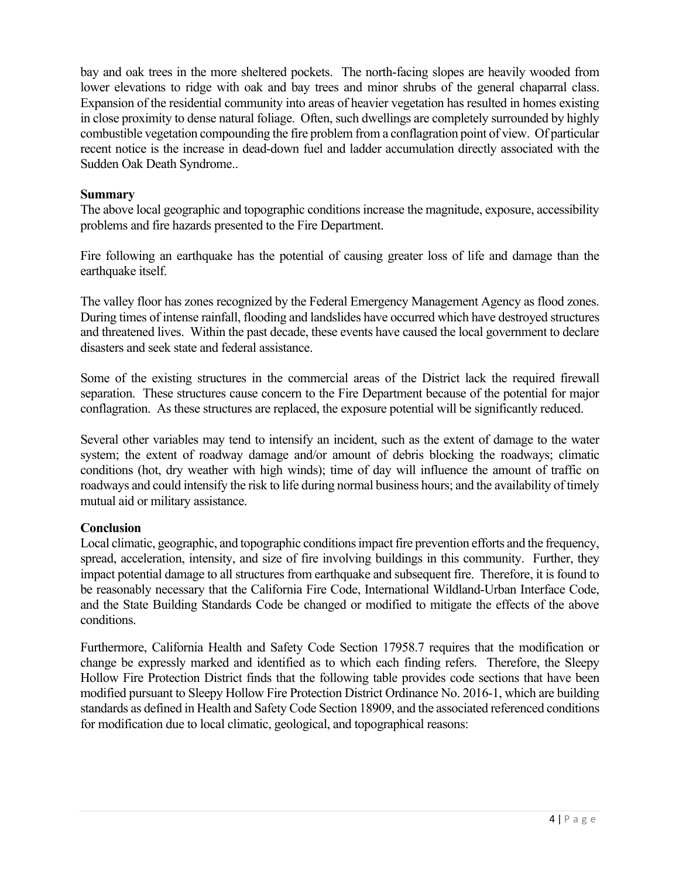bay and oak trees in the more sheltered pockets. The north-facing slopes are heavily wooded from lower elevations to ridge with oak and bay trees and minor shrubs of the general chaparral class. Expansion of the residential community into areas of heavier vegetation has resulted in homes existing in close proximity to dense natural foliage. Often, such dwellings are completely surrounded by highly combustible vegetation compounding the fire problem from a conflagration point of view. Of particular recent notice is the increase in dead-down fuel and ladder accumulation directly associated with the Sudden Oak Death Syndrome..

**Summary**

The above local geographic and topographic conditions increase the magnitude, exposure, accessibility problems and fire hazards presented to the Fire Department.

Fire following an earthquake has the potential of causing greater loss of life and damage than the earthquake itself.

The valley floor has zones recognized by the Federal Emergency Management Agency as flood zones. During times of intense rainfall, flooding and landslides have occurred which have destroyed structures and threatened lives. Within the past decade, these events have caused the local government to declare disasters and seek state and federal assistance.

Some of the existing structures in the commercial areas of the District lack the required firewall separation. These structures cause concern to the Fire Department because of the potential for major conflagration. As these structures are replaced, the exposure potential will be significantly reduced.

Several other variables may tend to intensify an incident, such as the extent of damage to the water system; the extent of roadway damage and/or amount of debris blocking the roadways; climatic conditions (hot, dry weather with high winds); time of day will influence the amount of traffic on roadways and could intensify the risk to life during normal business hours; and the availability of timely mutual aid or military assistance.

**Conclusion**

Local climatic, geographic, and topographic conditions impact fire prevention efforts and the frequency, spread, acceleration, intensity, and size of fire involving buildings in this community. Further, they impact potential damage to all structures from earthquake and subsequent fire. Therefore, it is found to be reasonably necessary that the California Fire Code, International Wildland-Urban Interface Code, and the State Building Standards Code be changed or modified to mitigate the effects of the above conditions.

Furthermore, California Health and Safety Code Section 17958.7 requires that the modification or change be expressly marked and identified as to which each finding refers. Therefore, the Sleepy Hollow Fire Protection District finds that the following table provides code sections that have been modified pursuant to Sleepy Hollow Fire Protection District Ordinance No. 2016-1, which are building standards as defined in Health and Safety Code Section 18909, and the associated referenced conditions for modification due to local climatic, geological, and topographical reasons: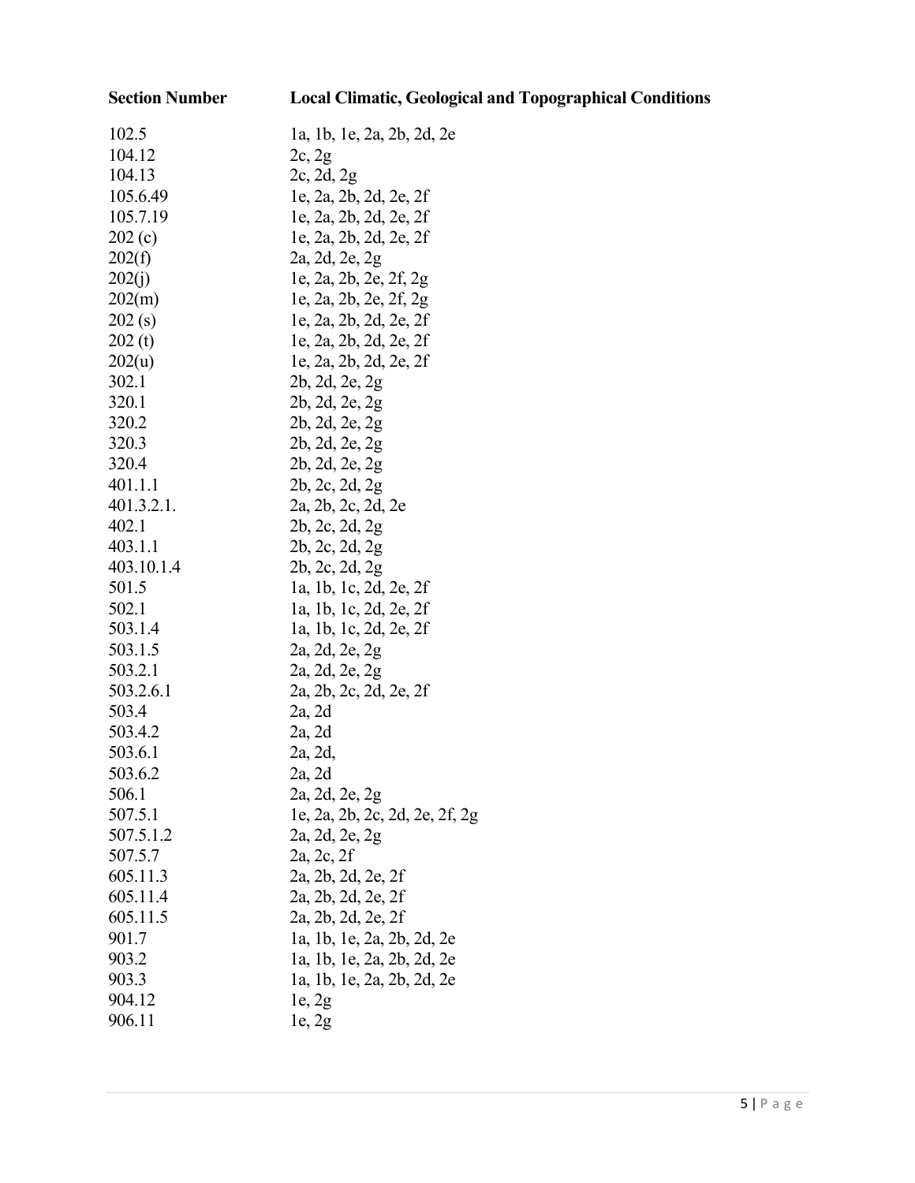| Section Number | Local Climatic, Geological and Topographical Conditions |
|---|---|
| 102.5 | 1a, 1b, 1e, 2a, 2b, 2d, 2e |
| 104.12 | 2c, 2g |
| 104.13 | 2c, 2d, 2g |
| 105.6.49 | 1e, 2a, 2b, 2d, 2e, 2f |
| 105.7.19 | 1e, 2a, 2b, 2d, 2e, 2f |
| 202 (c) | 1e, 2a, 2b, 2d, 2e, 2f |
| 202(f) | 2a, 2d, 2e, 2g |
| 202(j) | 1e, 2a, 2b, 2e, 2f, 2g |
| 202(m) | 1e, 2a, 2b, 2e, 2f, 2g |
| 202 (s) | 1e, 2a, 2b, 2d, 2e, 2f |
| 202 (t) | 1e, 2a, 2b, 2d, 2e, 2f |
| 202(u) | 1e, 2a, 2b, 2d, 2e, 2f |
| 302.1 | 2b, 2d, 2e, 2g |
| 320.1 | 2b, 2d, 2e, 2g |
| 320.2 | 2b, 2d, 2e, 2g |
| 320.3 | 2b, 2d, 2e, 2g |
| 320.4 | 2b, 2d, 2e, 2g |
| 401.1.1 | 2b, 2c, 2d, 2g |
| 401.3.2.1. | 2a, 2b, 2c, 2d, 2e |
| 402.1 | 2b, 2c, 2d, 2g |
| 403.1.1 | 2b, 2c, 2d, 2g |
| 403.10.1.4 | 2b, 2c, 2d, 2g |
| 501.5 | 1a, 1b, 1c, 2d, 2e, 2f |
| 502.1 | 1a, 1b, 1c, 2d, 2e, 2f |
| 503.1.4 | 1a, 1b, 1c, 2d, 2e, 2f |
| 503.1.5 | 2a, 2d, 2e, 2g |
| 503.2.1 | 2a, 2d, 2e, 2g |
| 503.2.6.1 | 2a, 2b, 2c, 2d, 2e, 2f |
| 503.4 | 2a, 2d |
| 503.4.2 | 2a, 2d |
| 503.6.1 | 2a, 2d, |
| 503.6.2 | 2a, 2d |
| 506.1 | 2a, 2d, 2e, 2g |
| 507.5.1 | 1e, 2a, 2b, 2c, 2d, 2e, 2f, 2g |
| 507.5.1.2 | 2a, 2d, 2e, 2g |
| 507.5.7 | 2a, 2c, 2f |
| 605.11.3 | 2a, 2b, 2d, 2e, 2f |
| 605.11.4 | 2a, 2b, 2d, 2e, 2f |
| 605.11.5 | 2a, 2b, 2d, 2e, 2f |
| 901.7 | 1a, 1b, 1e, 2a, 2b, 2d, 2e |
| 903.2 | 1a, 1b, 1e, 2a, 2b, 2d, 2e |
| 903.3 | 1a, 1b, 1e, 2a, 2b, 2d, 2e |
| 904.12 | 1e, 2g |
| 906.11 | 1e, 2g |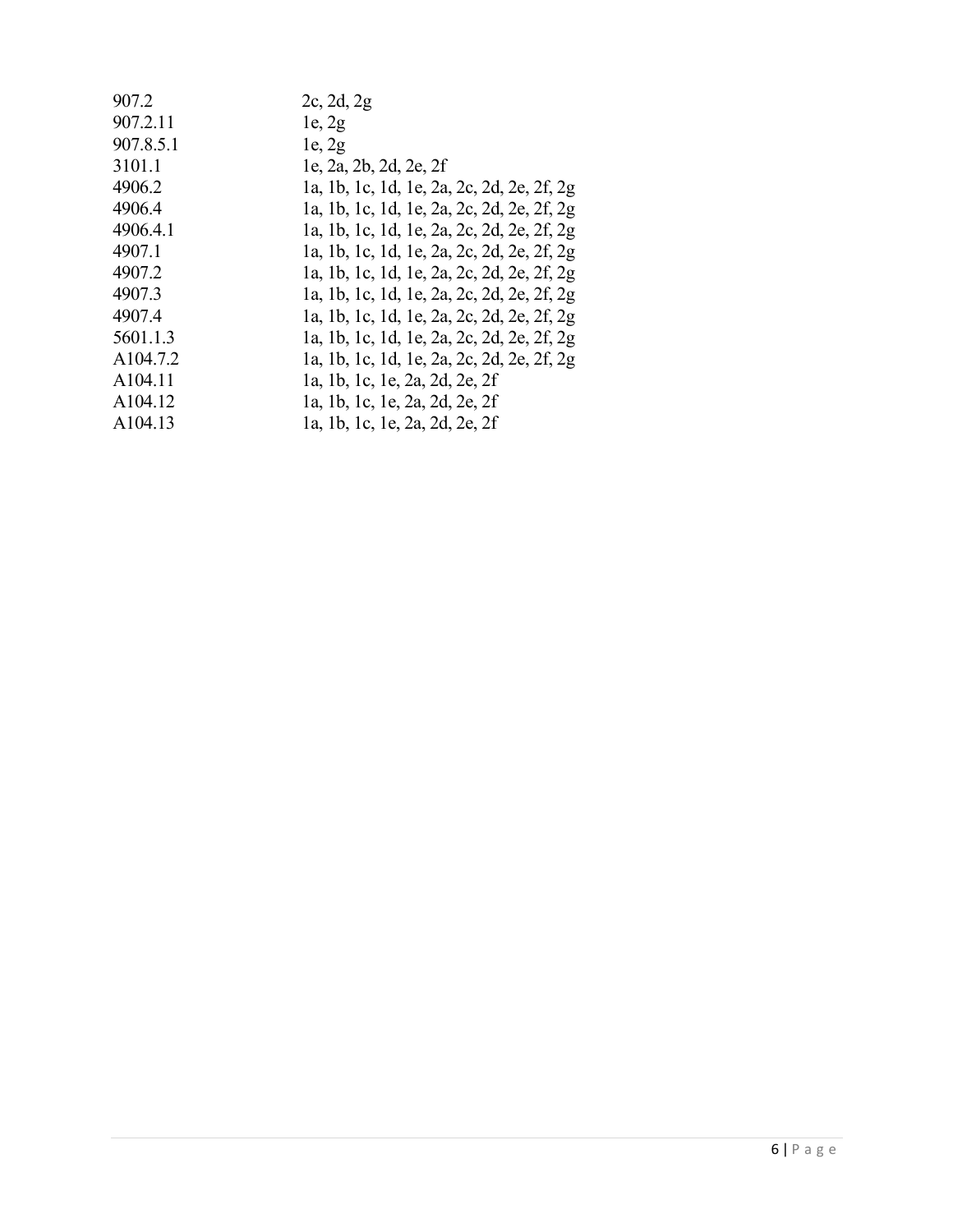| | |
|---|---|
| 907.2 | 2c, 2d, 2g |
| 907.2.11 | 1e, 2g |
| 907.8.5.1 | 1e, 2g |
| 3101.1 | 1e, 2a, 2b, 2d, 2e, 2f |
| 4906.2 | 1a, 1b, 1c, 1d, 1e, 2a, 2c, 2d, 2e, 2f, 2g |
| 4906.4 | 1a, 1b, 1c, 1d, 1e, 2a, 2c, 2d, 2e, 2f, 2g |
| 4906.4.1 | 1a, 1b, 1c, 1d, 1e, 2a, 2c, 2d, 2e, 2f, 2g |
| 4907.1 | 1a, 1b, 1c, 1d, 1e, 2a, 2c, 2d, 2e, 2f, 2g |
| 4907.2 | 1a, 1b, 1c, 1d, 1e, 2a, 2c, 2d, 2e, 2f, 2g |
| 4907.3 | 1a, 1b, 1c, 1d, 1e, 2a, 2c, 2d, 2e, 2f, 2g |
| 4907.4 | 1a, 1b, 1c, 1d, 1e, 2a, 2c, 2d, 2e, 2f, 2g |
| 5601.1.3 | 1a, 1b, 1c, 1d, 1e, 2a, 2c, 2d, 2e, 2f, 2g |
| A104.7.2 | 1a, 1b, 1c, 1d, 1e, 2a, 2c, 2d, 2e, 2f, 2g |
| A104.11 | 1a, 1b, 1c, 1e, 2a, 2d, 2e, 2f |
| A104.12 | 1a, 1b, 1c, 1e, 2a, 2d, 2e, 2f |
| A104.13 | 1a, 1b, 1c, 1e, 2a, 2d, 2e, 2f |